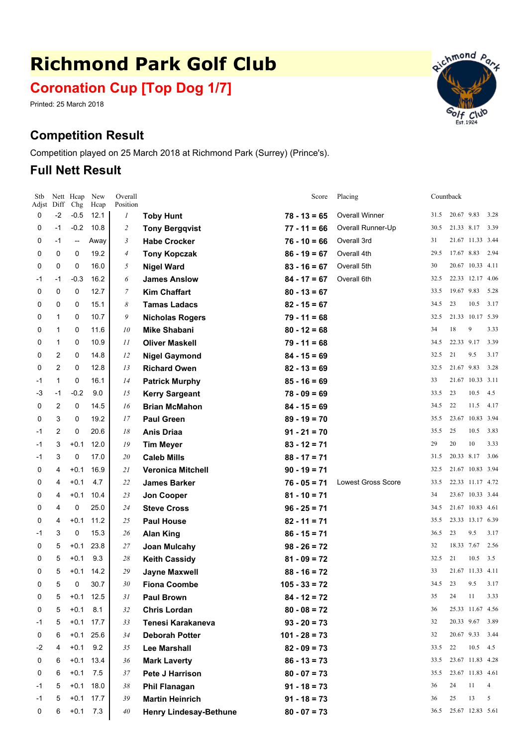# Richmond Park Golf Club

## Coronation Cup [Top Dog 1/7]

Printed: 25 March 2018

## Competition Result

Competition played on 25 March 2018 at Richmond Park (Surrey) (Prince's).

## Full Nett Result

| Stb Adjst | Nett Diff | Hcap Chg | New Hcap | Overall Position | | Score | Placing | Countback | | | |
|---|---|---|---|---|---|---|---|---|---|---|---|
| 0 | -2 | -0.5 | 12.1 | 1 | **Toby Hunt** | **78 - 13 = 65** | Overall Winner | 31.5 | 20.67 | 9.83 | 3.28 |
| 0 | -1 | -0.2 | 10.8 | 2 | **Tony Bergqvist** | **77 - 11 = 66** | Overall Runner-Up | 30.5 | 21.33 | 8.17 | 3.39 |
| 0 | -1 | -- | Away | 3 | **Habe Crocker** | **76 - 10 = 66** | Overall 3rd | 31 | 21.67 | 11.33 | 3.44 |
| 0 | 0 | 0 | 19.2 | 4 | **Tony Kopczak** | **86 - 19 = 67** | Overall 4th | 29.5 | 17.67 | 8.83 | 2.94 |
| 0 | 0 | 0 | 16.0 | 5 | **Nigel Ward** | **83 - 16 = 67** | Overall 5th | 30 | 20.67 | 10.33 | 4.11 |
| -1 | -1 | -0.3 | 16.2 | 6 | **James Anslow** | **84 - 17 = 67** | Overall 6th | 32.5 | 22.33 | 12.17 | 4.06 |
| 0 | 0 | 0 | 12.7 | 7 | **Kim Chaffart** | **80 - 13 = 67** | | 33.5 | 19.67 | 9.83 | 5.28 |
| 0 | 0 | 0 | 15.1 | 8 | **Tamas Ladacs** | **82 - 15 = 67** | | 34.5 | 23 | 10.5 | 3.17 |
| 0 | 1 | 0 | 10.7 | 9 | **Nicholas Rogers** | **79 - 11 = 68** | | 32.5 | 21.33 | 10.17 | 5.39 |
| 0 | 1 | 0 | 11.6 | 10 | **Mike Shabani** | **80 - 12 = 68** | | 34 | 18 | 9 | 3.33 |
| 0 | 1 | 0 | 10.9 | 11 | **Oliver Maskell** | **79 - 11 = 68** | | 34.5 | 22.33 | 9.17 | 3.39 |
| 0 | 2 | 0 | 14.8 | 12 | **Nigel Gaymond** | **84 - 15 = 69** | | 32.5 | 21 | 9.5 | 3.17 |
| 0 | 2 | 0 | 12.8 | 13 | **Richard Owen** | **82 - 13 = 69** | | 32.5 | 21.67 | 9.83 | 3.28 |
| -1 | 1 | 0 | 16.1 | 14 | **Patrick Murphy** | **85 - 16 = 69** | | 33 | 21.67 | 10.33 | 3.11 |
| -3 | -1 | -0.2 | 9.0 | 15 | **Kerry Sargeant** | **78 - 09 = 69** | | 33.5 | 23 | 10.5 | 4.5 |
| 0 | 2 | 0 | 14.5 | 16 | **Brian McMahon** | **84 - 15 = 69** | | 34.5 | 22 | 11.5 | 4.17 |
| 0 | 3 | 0 | 19.2 | 17 | **Paul Green** | **89 - 19 = 70** | | 35.5 | 23.67 | 10.83 | 3.94 |
| -1 | 2 | 0 | 20.6 | 18 | **Anis Driaa** | **91 - 21 = 70** | | 35.5 | 25 | 10.5 | 3.83 |
| -1 | 3 | +0.1 | 12.0 | 19 | **Tim Meyer** | **83 - 12 = 71** | | 29 | 20 | 10 | 3.33 |
| -1 | 3 | 0 | 17.0 | 20 | **Caleb Mills** | **88 - 17 = 71** | | 31.5 | 20.33 | 8.17 | 3.06 |
| 0 | 4 | +0.1 | 16.9 | 21 | **Veronica Mitchell** | **90 - 19 = 71** | | 32.5 | 21.67 | 10.83 | 3.94 |
| 0 | 4 | +0.1 | 4.7 | 22 | **James Barker** | **76 - 05 = 71** | Lowest Gross Score | 33.5 | 22.33 | 11.17 | 4.72 |
| 0 | 4 | +0.1 | 10.4 | 23 | **Jon Cooper** | **81 - 10 = 71** | | 34 | 23.67 | 10.33 | 3.44 |
| 0 | 4 | 0 | 25.0 | 24 | **Steve Cross** | **96 - 25 = 71** | | 34.5 | 21.67 | 10.83 | 4.61 |
| 0 | 4 | +0.1 | 11.2 | 25 | **Paul House** | **82 - 11 = 71** | | 35.5 | 23.33 | 13.17 | 6.39 |
| -1 | 3 | 0 | 15.3 | 26 | **Alan King** | **86 - 15 = 71** | | 36.5 | 23 | 9.5 | 3.17 |
| 0 | 5 | +0.1 | 23.8 | 27 | **Joan Mulcahy** | **98 - 26 = 72** | | 32 | 18.33 | 7.67 | 2.56 |
| 0 | 5 | +0.1 | 9.3 | 28 | **Keith Cassidy** | **81 - 09 = 72** | | 32.5 | 21 | 10.5 | 3.5 |
| 0 | 5 | +0.1 | 14.2 | 29 | **Jayne Maxwell** | **88 - 16 = 72** | | 33 | 21.67 | 11.33 | 4.11 |
| 0 | 5 | 0 | 30.7 | 30 | **Fiona Coombe** | **105 - 33 = 72** | | 34.5 | 23 | 9.5 | 3.17 |
| 0 | 5 | +0.1 | 12.5 | 31 | **Paul Brown** | **84 - 12 = 72** | | 35 | 24 | 11 | 3.33 |
| 0 | 5 | +0.1 | 8.1 | 32 | **Chris Lordan** | **80 - 08 = 72** | | 36 | 25.33 | 11.67 | 4.56 |
| -1 | 5 | +0.1 | 17.7 | 33 | **Tenesi Karakaneva** | **93 - 20 = 73** | | 32 | 20.33 | 9.67 | 3.89 |
| 0 | 6 | +0.1 | 25.6 | 34 | **Deborah Potter** | **101 - 28 = 73** | | 32 | 20.67 | 9.33 | 3.44 |
| -2 | 4 | +0.1 | 9.2 | 35 | **Lee Marshall** | **82 - 09 = 73** | | 33.5 | 22 | 10.5 | 4.5 |
| 0 | 6 | +0.1 | 13.4 | 36 | **Mark Laverty** | **86 - 13 = 73** | | 33.5 | 23.67 | 11.83 | 4.28 |
| 0 | 6 | +0.1 | 7.5 | 37 | **Pete J Harrison** | **80 - 07 = 73** | | 35.5 | 23.67 | 11.83 | 4.61 |
| -1 | 5 | +0.1 | 18.0 | 38 | **Phil Flanagan** | **91 - 18 = 73** | | 36 | 24 | 11 | 4 |
| -1 | 5 | +0.1 | 17.7 | 39 | **Martin Heinrich** | **91 - 18 = 73** | | 36 | 25 | 13 | 5 |
| 0 | 6 | +0.1 | 7.3 | 40 | **Henry Lindesay-Bethune** | **80 - 07 = 73** | | 36.5 | 25.67 | 12.83 | 5.61 |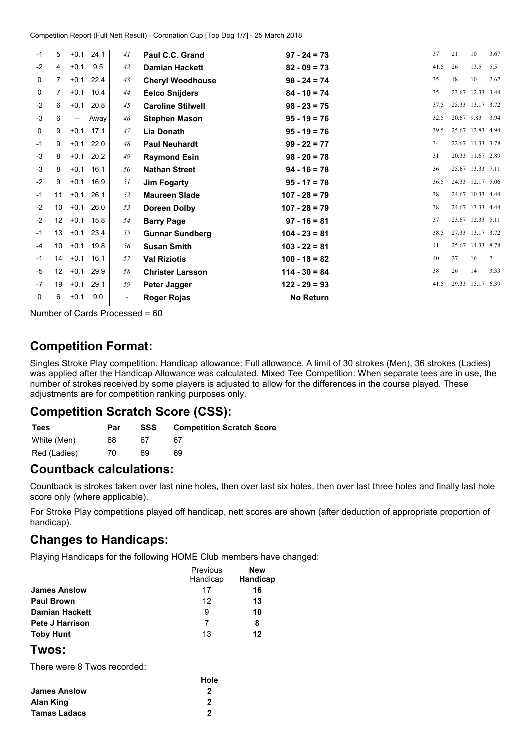| | | | | | | | | | | |
|---|---|---|---|---|---|---|---|---|---|---|
| -1 | 5 | +0.1 | 24.1 | *41* | **Paul C.C. Grand** | **97 - 24 = 73** | 37 | 21 | 10 | 3.67 |
| -2 | 4 | +0.1 | 9.5 | *42* | **Damian Hackett** | **82 - 09 = 73** | 41.5 | 26 | 13.5 | 5.5 |
| 0 | 7 | +0.1 | 22.4 | *43* | **Cheryl Woodhouse** | **98 - 24 = 74** | 35 | 18 | 10 | 2.67 |
| 0 | 7 | +0.1 | 10.4 | *44* | **Eelco Snijders** | **84 - 10 = 74** | 35 | 23.67 | 12.33 | 3.44 |
| -2 | 6 | +0.1 | 20.8 | *45* | **Caroline Stilwell** | **98 - 23 = 75** | 37.5 | 25.33 | 13.17 | 3.72 |
| -3 | 6 | -- | Away | *46* | **Stephen Mason** | **95 - 19 = 76** | 32.5 | 20.67 | 9.83 | 3.94 |
| 0 | 9 | +0.1 | 17.1 | *47* | **Lia Donath** | **95 - 19 = 76** | 39.5 | 25.67 | 12.83 | 4.94 |
| -1 | 9 | +0.1 | 22.0 | *48* | **Paul Neuhardt** | **99 - 22 = 77** | 34 | 22.67 | 11.33 | 3.78 |
| -3 | 8 | +0.1 | 20.2 | *49* | **Raymond Esin** | **98 - 20 = 78** | 31 | 20.33 | 11.67 | 2.89 |
| -3 | 8 | +0.1 | 16.1 | *50* | **Nathan Street** | **94 - 16 = 78** | 36 | 25.67 | 13.33 | 7.11 |
| -2 | 9 | +0.1 | 16.9 | *51* | **Jim Fogarty** | **95 - 17 = 78** | 36.5 | 24.33 | 12.17 | 5.06 |
| -1 | 11 | +0.1 | 26.1 | *52* | **Maureen Slade** | **107 - 28 = 79** | 38 | 24.67 | 10.33 | 4.44 |
| -2 | 10 | +0.1 | 26.0 | *53* | **Doreen Dolby** | **107 - 28 = 79** | 38 | 24.67 | 13.33 | 4.44 |
| -2 | 12 | +0.1 | 15.8 | *54* | **Barry Page** | **97 - 16 = 81** | 37 | 23.67 | 12.33 | 5.11 |
| -1 | 13 | +0.1 | 23.4 | *55* | **Gunnar Sundberg** | **104 - 23 = 81** | 38.5 | 27.33 | 13.17 | 3.72 |
| -4 | 10 | +0.1 | 19.8 | *56* | **Susan Smith** | **103 - 22 = 81** | 41 | 25.67 | 14.33 | 8.78 |
| -1 | 14 | +0.1 | 16.1 | *57* | **Val Riziotis** | **100 - 18 = 82** | 40 | 27 | 16 | 7 |
| -5 | 12 | +0.1 | 29.9 | *58* | **Christer Larsson** | **114 - 30 = 84** | 38 | 26 | 14 | 3.33 |
| -7 | 19 | +0.1 | 29.1 | *59* | **Peter Jagger** | **122 - 29 = 93** | 41.5 | 29.33 | 15.17 | 6.39 |
| 0 | 6 | +0.1 | 9.0 | - | **Roger Rojas** | **No Return** | | | | |

Number of Cards Processed = 60

## Competition Format:

Singles Stroke Play competition. Handicap allowance: Full allowance. A limit of 30 strokes (Men), 36 strokes (Ladies) was applied after the Handicap Allowance was calculated. Mixed Tee Competition: When separate tees are in use, the number of strokes received by some players is adjusted to allow for the differences in the course played. These adjustments are for competition ranking purposes only.

## Competition Scratch Score (CSS):

| Tees | Par | SSS | Competition Scratch Score |
|---|---|---|---|
| White (Men) | 68 | 67 | 67 |
| Red (Ladies) | 70 | 69 | 69 |

## Countback calculations:

Countback is strokes taken over last nine holes, then over last six holes, then over last three holes and finally last hole score only (where applicable).

For Stroke Play competitions played off handicap, nett scores are shown (after deduction of appropriate proportion of handicap).

## Changes to Handicaps:

Playing Handicaps for the following HOME Club members have changed:

| | Previous Handicap | **New Handicap** |
|---|---|---|
| **James Anslow** | 17 | **16** |
| **Paul Brown** | 12 | **13** |
| **Damian Hackett** | 9 | **10** |
| **Pete J Harrison** | 7 | **8** |
| **Toby Hunt** | 13 | **12** |

## Twos:

There were 8 Twos recorded:

| | **Hole** |
|---|---|
| **James Anslow** | **2** |
| **Alan King** | **2** |
| **Tamas Ladacs** | **2** |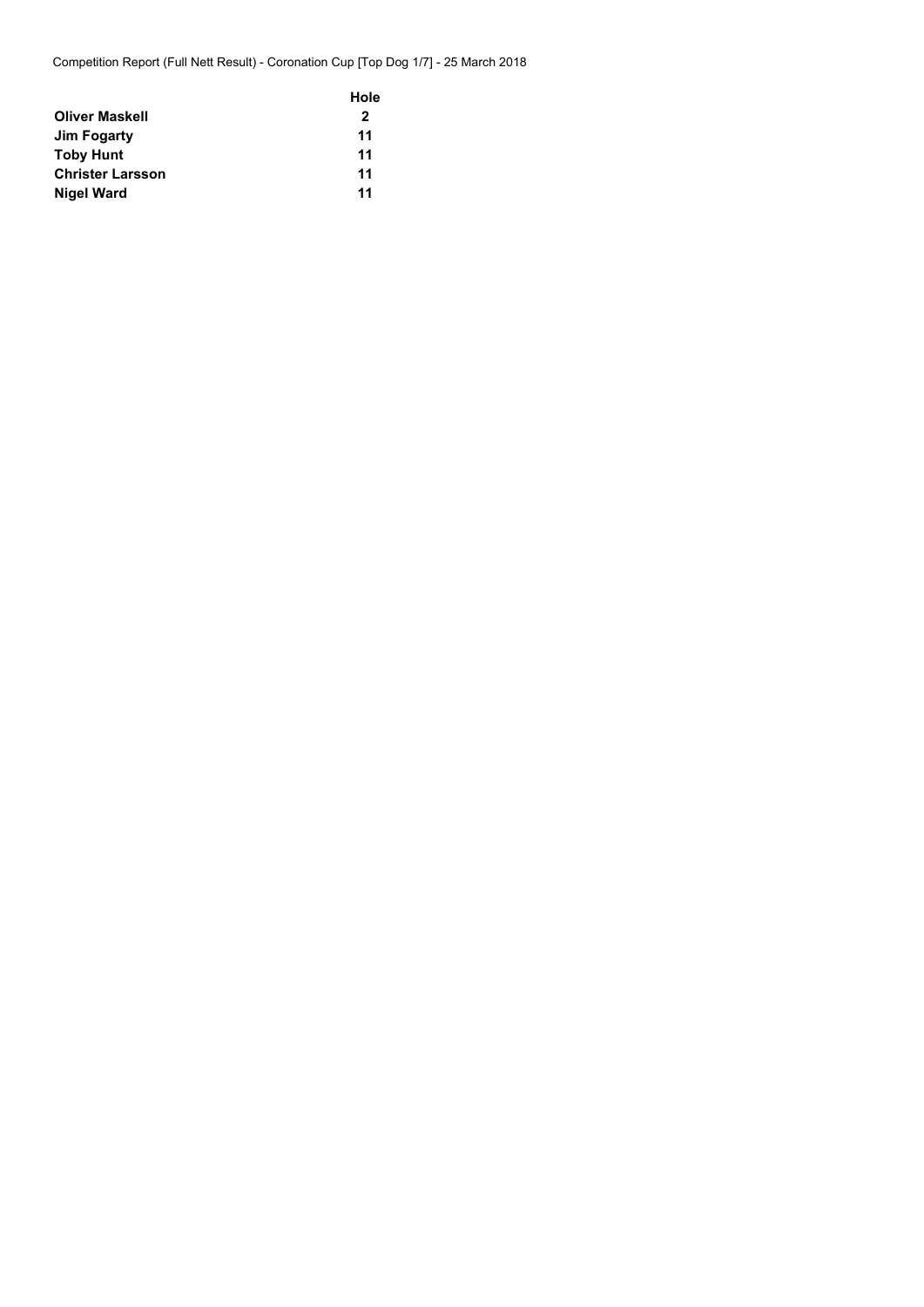Competition Report (Full Nett Result) - Coronation Cup [Top Dog 1/7] - 25 March 2018

| | Hole |
|---|---|
| **Oliver Maskell** | **2** |
| **Jim Fogarty** | **11** |
| **Toby Hunt** | **11** |
| **Christer Larsson** | **11** |
| **Nigel Ward** | **11** |